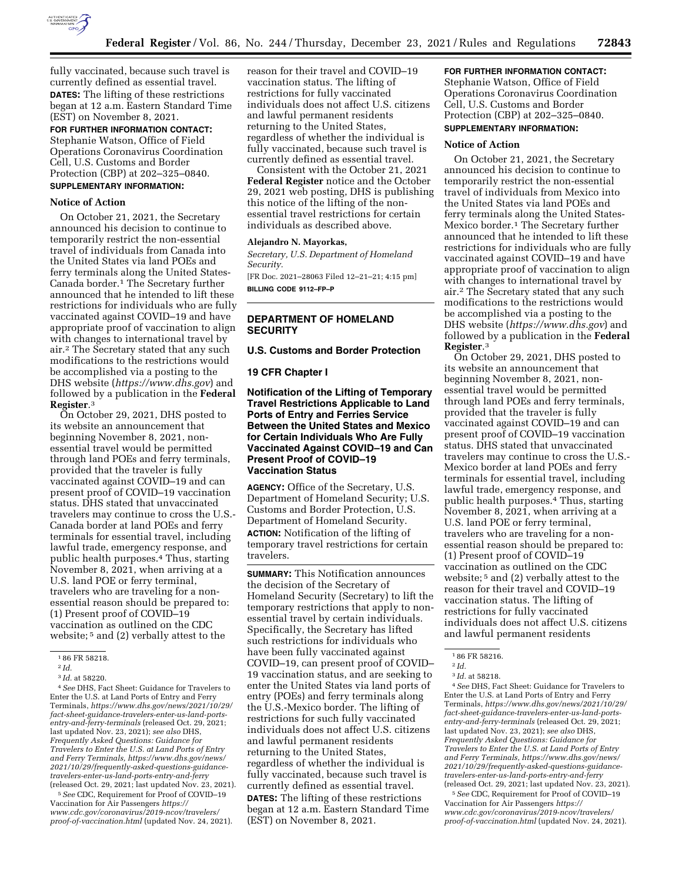fully vaccinated, because such travel is currently defined as essential travel.

**DATES:** The lifting of these restrictions began at 12 a.m. Eastern Standard Time (EST) on November 8, 2021.

**FOR FURTHER INFORMATION CONTACT:** Stephanie Watson, Office of Field Operations Coronavirus Coordination Cell, U.S. Customs and Border Protection (CBP) at 202–325–0840.

**SUPPLEMENTARY INFORMATION:**

**Notice of Action**

On October 21, 2021, the Secretary announced his decision to continue to temporarily restrict the non-essential travel of individuals from Canada into the United States via land POEs and ferry terminals along the United States-Canada border.[1] The Secretary further announced that he intended to lift these restrictions for individuals who are fully vaccinated against COVID–19 and have appropriate proof of vaccination to align with changes to international travel by air.[2] The Secretary stated that any such modifications to the restrictions would be accomplished via a posting to the DHS website (*https://www.dhs.gov*) and followed by a publication in the **Federal Register**.[3]

On October 29, 2021, DHS posted to its website an announcement that beginning November 8, 2021, non-essential travel would be permitted through land POEs and ferry terminals, provided that the traveler is fully vaccinated against COVID–19 and can present proof of COVID–19 vaccination status. DHS stated that unvaccinated travelers may continue to cross the U.S.-Canada border at land POEs and ferry terminals for essential travel, including lawful trade, emergency response, and public health purposes.[4] Thus, starting November 8, 2021, when arriving at a U.S. land POE or ferry terminal, travelers who are traveling for a non-essential reason should be prepared to: (1) Present proof of COVID–19 vaccination as outlined on the CDC website; [5] and (2) verbally attest to the reason for their travel and COVID–19 vaccination status. The lifting of restrictions for fully vaccinated individuals does not affect U.S. citizens and lawful permanent residents returning to the United States, regardless of whether the individual is fully vaccinated, because such travel is currently defined as essential travel.

Consistent with the October 21, 2021 **Federal Register** notice and the October 29, 2021 web posting, DHS is publishing this notice of the lifting of the non-essential travel restrictions for certain individuals as described above.

**Alejandro N. Mayorkas,**
*Secretary, U.S. Department of Homeland Security.*

[FR Doc. 2021–28063 Filed 12–21–21; 4:15 pm]

**BILLING CODE 9112–FP–P**

[1] 86 FR 58218.

[2] *Id.*

[3] *Id.* at 58220.

[4] *See* DHS, Fact Sheet: Guidance for Travelers to Enter the U.S. at Land Ports of Entry and Ferry Terminals, *https://www.dhs.gov/news/2021/10/29/fact-sheet-guidance-travelers-enter-us-land-ports-entry-and-ferry-terminals* (released Oct. 29, 2021; last updated Nov. 23, 2021); *see also* DHS, *Frequently Asked Questions: Guidance for Travelers to Enter the U.S. at Land Ports of Entry and Ferry Terminals, https://www.dhs.gov/news/2021/10/29/frequently-asked-questions-guidance-travelers-enter-us-land-ports-entry-and-ferry* (released Oct. 29, 2021; last updated Nov. 23, 2021).

[5] *See* CDC, Requirement for Proof of COVID–19 Vaccination for Air Passengers *https://www.cdc.gov/coronavirus/2019-ncov/travelers/proof-of-vaccination.html* (updated Nov. 24, 2021).

## DEPARTMENT OF HOMELAND SECURITY

### U.S. Customs and Border Protection

### 19 CFR Chapter I

### Notification of the Lifting of Temporary Travel Restrictions Applicable to Land Ports of Entry and Ferries Service Between the United States and Mexico for Certain Individuals Who Are Fully Vaccinated Against COVID–19 and Can Present Proof of COVID–19 Vaccination Status

**AGENCY:** Office of the Secretary, U.S. Department of Homeland Security; U.S. Customs and Border Protection, U.S. Department of Homeland Security.

**ACTION:** Notification of the lifting of temporary travel restrictions for certain travelers.

**SUMMARY:** This Notification announces the decision of the Secretary of Homeland Security (Secretary) to lift the temporary restrictions that apply to non-essential travel by certain individuals. Specifically, the Secretary has lifted such restrictions for individuals who have been fully vaccinated against COVID–19, can present proof of COVID–19 vaccination status, and are seeking to enter the United States via land ports of entry (POEs) and ferry terminals along the U.S.-Mexico border. The lifting of restrictions for such fully vaccinated individuals does not affect U.S. citizens and lawful permanent residents returning to the United States, regardless of whether the individual is fully vaccinated, because such travel is currently defined as essential travel.

**DATES:** The lifting of these restrictions began at 12 a.m. Eastern Standard Time (EST) on November 8, 2021.

**FOR FURTHER INFORMATION CONTACT:** Stephanie Watson, Office of Field Operations Coronavirus Coordination Cell, U.S. Customs and Border Protection (CBP) at 202–325–0840.

**SUPPLEMENTARY INFORMATION:**

**Notice of Action**

On October 21, 2021, the Secretary announced his decision to continue to temporarily restrict the non-essential travel of individuals from Mexico into the United States via land POEs and ferry terminals along the United States-Mexico border.[1] The Secretary further announced that he intended to lift these restrictions for individuals who are fully vaccinated against COVID–19 and have appropriate proof of vaccination to align with changes to international travel by air.[2] The Secretary stated that any such modifications to the restrictions would be accomplished via a posting to the DHS website (*https://www.dhs.gov*) and followed by a publication in the **Federal Register**.[3]

On October 29, 2021, DHS posted to its website an announcement that beginning November 8, 2021, non-essential travel would be permitted through land POEs and ferry terminals, provided that the traveler is fully vaccinated against COVID–19 and can present proof of COVID–19 vaccination status. DHS stated that unvaccinated travelers may continue to cross the U.S.-Mexico border at land POEs and ferry terminals for essential travel, including lawful trade, emergency response, and public health purposes.[4] Thus, starting November 8, 2021, when arriving at a U.S. land POE or ferry terminal, travelers who are traveling for a non-essential reason should be prepared to: (1) Present proof of COVID–19 vaccination as outlined on the CDC website; [5] and (2) verbally attest to the reason for their travel and COVID–19 vaccination status. The lifting of restrictions for fully vaccinated individuals does not affect U.S. citizens and lawful permanent residents

[1] 86 FR 58216.

[2] *Id.*

[3] *Id.* at 58218.

[4] *See* DHS, Fact Sheet: Guidance for Travelers to Enter the U.S. at Land Ports of Entry and Ferry Terminals, *https://www.dhs.gov/news/2021/10/29/fact-sheet-guidance-travelers-enter-us-land-ports-entry-and-ferry-terminals* (released Oct. 29, 2021; last updated Nov. 23, 2021); *see also* DHS, *Frequently Asked Questions: Guidance for Travelers to Enter the U.S. at Land Ports of Entry and Ferry Terminals, https://www.dhs.gov/news/2021/10/29/frequently-asked-questions-guidance-travelers-enter-us-land-ports-entry-and-ferry* (released Oct. 29, 2021; last updated Nov. 23, 2021).

[5] *See* CDC, Requirement for Proof of COVID–19 Vaccination for Air Passengers *https://www.cdc.gov/coronavirus/2019-ncov/travelers/proof-of-vaccination.html* (updated Nov. 24, 2021).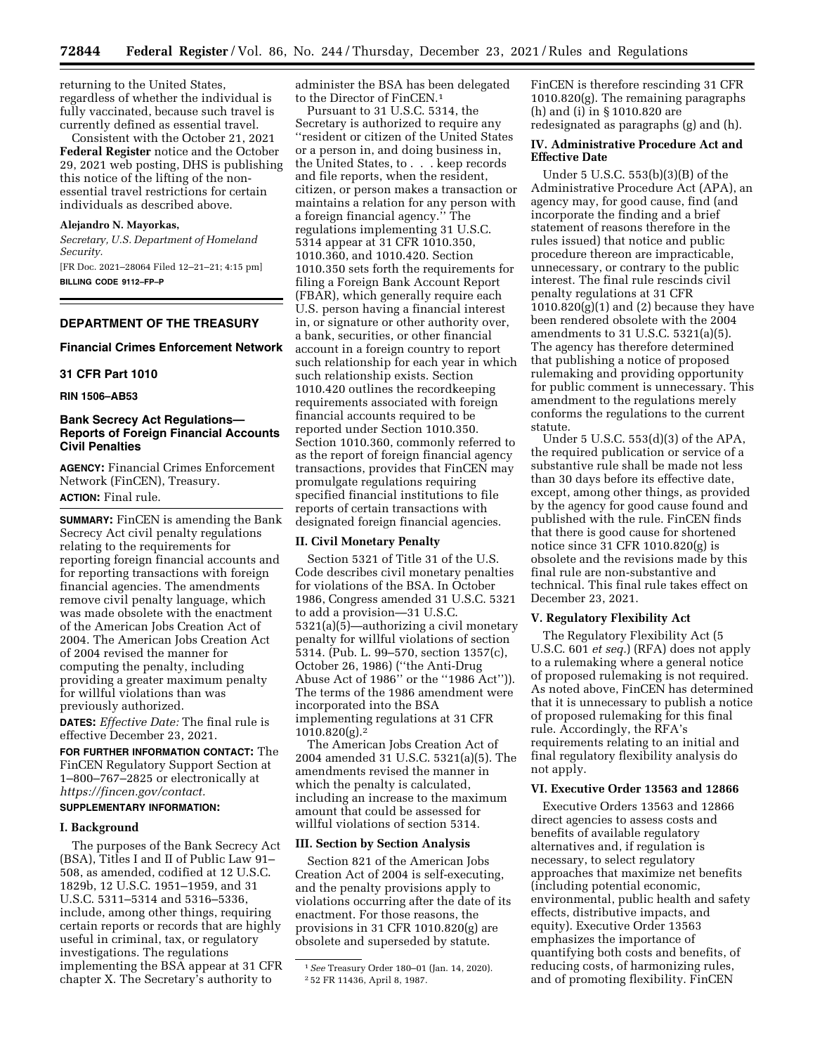returning to the United States, regardless of whether the individual is fully vaccinated, because such travel is currently defined as essential travel.

Consistent with the October 21, 2021 **Federal Register** notice and the October 29, 2021 web posting, DHS is publishing this notice of the lifting of the non-essential travel restrictions for certain individuals as described above.

**Alejandro N. Mayorkas,**

*Secretary, U.S. Department of Homeland Security.*

[FR Doc. 2021–28064 Filed 12–21–21; 4:15 pm]

**BILLING CODE 9112–FP–P**

---

## DEPARTMENT OF THE TREASURY

### Financial Crimes Enforcement Network

### 31 CFR Part 1010

**RIN 1506–AB53**

### Bank Secrecy Act Regulations—Reports of Foreign Financial Accounts Civil Penalties

**AGENCY:** Financial Crimes Enforcement Network (FinCEN), Treasury.

**ACTION:** Final rule.

**SUMMARY:** FinCEN is amending the Bank Secrecy Act civil penalty regulations relating to the requirements for reporting foreign financial accounts and for reporting transactions with foreign financial agencies. The amendments remove civil penalty language, which was made obsolete with the enactment of the American Jobs Creation Act of 2004. The American Jobs Creation Act of 2004 revised the manner for computing the penalty, including providing a greater maximum penalty for willful violations than was previously authorized.

**DATES:** *Effective Date:* The final rule is effective December 23, 2021.

**FOR FURTHER INFORMATION CONTACT:** The FinCEN Regulatory Support Section at 1–800–767–2825 or electronically at *https://fincen.gov/contact.*

**SUPPLEMENTARY INFORMATION:**

#### I. Background

The purposes of the Bank Secrecy Act (BSA), Titles I and II of Public Law 91–508, as amended, codified at 12 U.S.C. 1829b, 12 U.S.C. 1951–1959, and 31 U.S.C. 5311–5314 and 5316–5336, include, among other things, requiring certain reports or records that are highly useful in criminal, tax, or regulatory investigations. The regulations implementing the BSA appear at 31 CFR chapter X. The Secretary's authority to administer the BSA has been delegated to the Director of FinCEN.[1]

Pursuant to 31 U.S.C. 5314, the Secretary is authorized to require any ''resident or citizen of the United States or a person in, and doing business in, the United States, to . . . keep records and file reports, when the resident, citizen, or person makes a transaction or maintains a relation for any person with a foreign financial agency.'' The regulations implementing 31 U.S.C. 5314 appear at 31 CFR 1010.350, 1010.360, and 1010.420. Section 1010.350 sets forth the requirements for filing a Foreign Bank Account Report (FBAR), which generally require each U.S. person having a financial interest in, or signature or other authority over, a bank, securities, or other financial account in a foreign country to report such relationship for each year in which such relationship exists. Section 1010.420 outlines the recordkeeping requirements associated with foreign financial accounts required to be reported under Section 1010.350. Section 1010.360, commonly referred to as the report of foreign financial agency transactions, provides that FinCEN may promulgate regulations requiring specified financial institutions to file reports of certain transactions with designated foreign financial agencies.

#### II. Civil Monetary Penalty

Section 5321 of Title 31 of the U.S. Code describes civil monetary penalties for violations of the BSA. In October 1986, Congress amended 31 U.S.C. 5321 to add a provision—31 U.S.C. 5321(a)(5)—authorizing a civil monetary penalty for willful violations of section 5314. (Pub. L. 99–570, section 1357(c), October 26, 1986) (''the Anti-Drug Abuse Act of 1986'' or the ''1986 Act'')). The terms of the 1986 amendment were incorporated into the BSA implementing regulations at 31 CFR 1010.820(g).[2]

The American Jobs Creation Act of 2004 amended 31 U.S.C. 5321(a)(5). The amendments revised the manner in which the penalty is calculated, including an increase to the maximum amount that could be assessed for willful violations of section 5314.

#### III. Section by Section Analysis

Section 821 of the American Jobs Creation Act of 2004 is self-executing, and the penalty provisions apply to violations occurring after the date of its enactment. For those reasons, the provisions in 31 CFR 1010.820(g) are obsolete and superseded by statute.

FinCEN is therefore rescinding 31 CFR 1010.820(g). The remaining paragraphs (h) and (i) in § 1010.820 are redesignated as paragraphs (g) and (h).

#### IV. Administrative Procedure Act and Effective Date

Under 5 U.S.C. 553(b)(3)(B) of the Administrative Procedure Act (APA), an agency may, for good cause, find (and incorporate the finding and a brief statement of reasons therefore in the rules issued) that notice and public procedure thereon are impracticable, unnecessary, or contrary to the public interest. The final rule rescinds civil penalty regulations at 31 CFR 1010.820(g)(1) and (2) because they have been rendered obsolete with the 2004 amendments to 31 U.S.C. 5321(a)(5). The agency has therefore determined that publishing a notice of proposed rulemaking and providing opportunity for public comment is unnecessary. This amendment to the regulations merely conforms the regulations to the current statute.

Under 5 U.S.C. 553(d)(3) of the APA, the required publication or service of a substantive rule shall be made not less than 30 days before its effective date, except, among other things, as provided by the agency for good cause found and published with the rule. FinCEN finds that there is good cause for shortened notice since 31 CFR 1010.820(g) is obsolete and the revisions made by this final rule are non-substantive and technical. This final rule takes effect on December 23, 2021.

#### V. Regulatory Flexibility Act

The Regulatory Flexibility Act (5 U.S.C. 601 *et seq.*) (RFA) does not apply to a rulemaking where a general notice of proposed rulemaking is not required. As noted above, FinCEN has determined that it is unnecessary to publish a notice of proposed rulemaking for this final rule. Accordingly, the RFA's requirements relating to an initial and final regulatory flexibility analysis do not apply.

#### VI. Executive Order 13563 and 12866

Executive Orders 13563 and 12866 direct agencies to assess costs and benefits of available regulatory alternatives and, if regulation is necessary, to select regulatory approaches that maximize net benefits (including potential economic, environmental, public health and safety effects, distributive impacts, and equity). Executive Order 13563 emphasizes the importance of quantifying both costs and benefits, of reducing costs, of harmonizing rules, and of promoting flexibility. FinCEN

---

[1] *See* Treasury Order 180–01 (Jan. 14, 2020).

[2] 52 FR 11436, April 8, 1987.